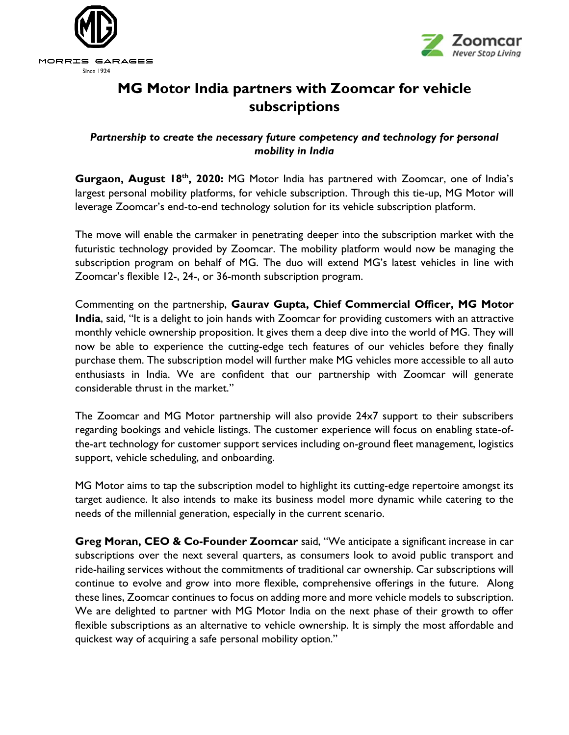# MG Motor India partners with Zoomcar for vehicle subscriptions

***Partnership to create the necessary future competency and technology for personal mobility in India***

**Gurgaon, August 18th, 2020:** MG Motor India has partnered with Zoomcar, one of India's largest personal mobility platforms, for vehicle subscription. Through this tie-up, MG Motor will leverage Zoomcar's end-to-end technology solution for its vehicle subscription platform.

The move will enable the carmaker in penetrating deeper into the subscription market with the futuristic technology provided by Zoomcar. The mobility platform would now be managing the subscription program on behalf of MG. The duo will extend MG's latest vehicles in line with Zoomcar's flexible 12-, 24-, or 36-month subscription program.

Commenting on the partnership, **Gaurav Gupta, Chief Commercial Officer, MG Motor India**, said, "It is a delight to join hands with Zoomcar for providing customers with an attractive monthly vehicle ownership proposition. It gives them a deep dive into the world of MG. They will now be able to experience the cutting-edge tech features of our vehicles before they finally purchase them. The subscription model will further make MG vehicles more accessible to all auto enthusiasts in India. We are confident that our partnership with Zoomcar will generate considerable thrust in the market."

The Zoomcar and MG Motor partnership will also provide 24x7 support to their subscribers regarding bookings and vehicle listings. The customer experience will focus on enabling state-of-the-art technology for customer support services including on-ground fleet management, logistics support, vehicle scheduling, and onboarding.

MG Motor aims to tap the subscription model to highlight its cutting-edge repertoire amongst its target audience. It also intends to make its business model more dynamic while catering to the needs of the millennial generation, especially in the current scenario.

**Greg Moran, CEO & Co-Founder Zoomcar** said, "We anticipate a significant increase in car subscriptions over the next several quarters, as consumers look to avoid public transport and ride-hailing services without the commitments of traditional car ownership. Car subscriptions will continue to evolve and grow into more flexible, comprehensive offerings in the future. Along these lines, Zoomcar continues to focus on adding more and more vehicle models to subscription. We are delighted to partner with MG Motor India on the next phase of their growth to offer flexible subscriptions as an alternative to vehicle ownership. It is simply the most affordable and quickest way of acquiring a safe personal mobility option."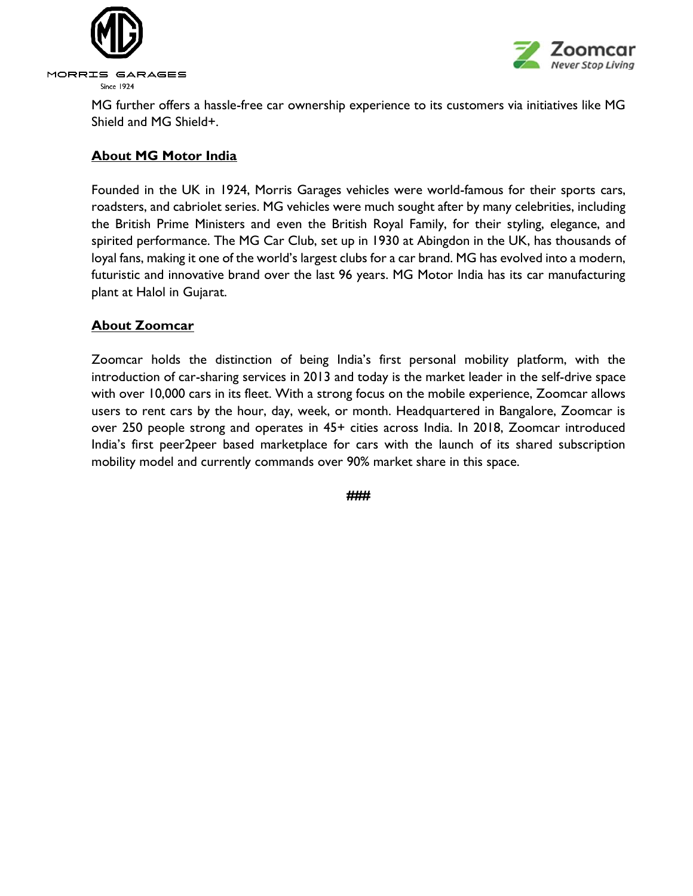MG further offers a hassle-free car ownership experience to its customers via initiatives like MG Shield and MG Shield+.

## About MG Motor India

Founded in the UK in 1924, Morris Garages vehicles were world-famous for their sports cars, roadsters, and cabriolet series. MG vehicles were much sought after by many celebrities, including the British Prime Ministers and even the British Royal Family, for their styling, elegance, and spirited performance. The MG Car Club, set up in 1930 at Abingdon in the UK, has thousands of loyal fans, making it one of the world's largest clubs for a car brand. MG has evolved into a modern, futuristic and innovative brand over the last 96 years. MG Motor India has its car manufacturing plant at Halol in Gujarat.

## About Zoomcar

Zoomcar holds the distinction of being India's first personal mobility platform, with the introduction of car-sharing services in 2013 and today is the market leader in the self-drive space with over 10,000 cars in its fleet. With a strong focus on the mobile experience, Zoomcar allows users to rent cars by the hour, day, week, or month. Headquartered in Bangalore, Zoomcar is over 250 people strong and operates in 45+ cities across India. In 2018, Zoomcar introduced India's first peer2peer based marketplace for cars with the launch of its shared subscription mobility model and currently commands over 90% market share in this space.

###